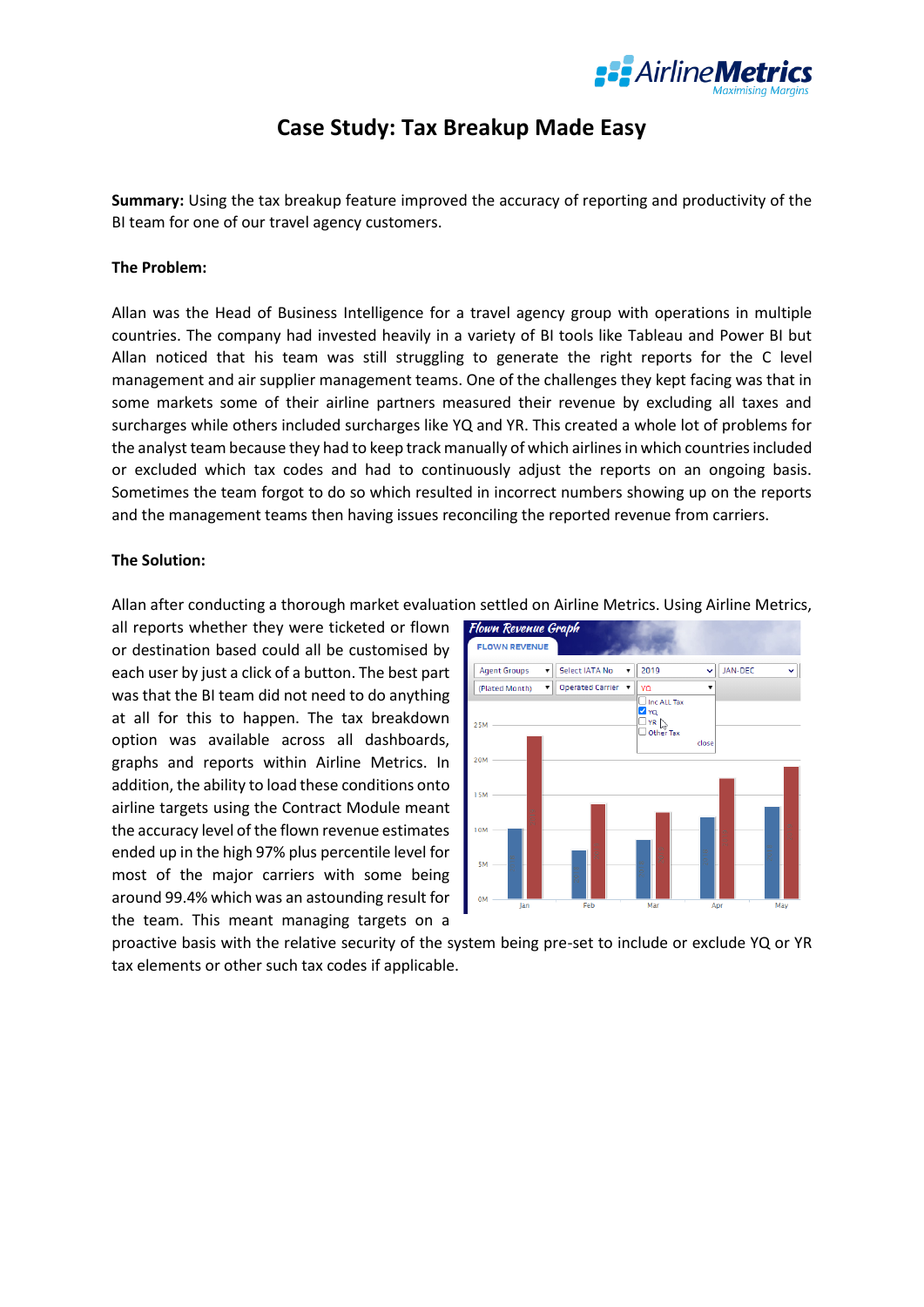# Case Study: Tax Breakup Made Easy

**Summary:** Using the tax breakup feature improved the accuracy of reporting and productivity of the BI team for one of our travel agency customers.

**The Problem:**

Allan was the Head of Business Intelligence for a travel agency group with operations in multiple countries. The company had invested heavily in a variety of BI tools like Tableau and Power BI but Allan noticed that his team was still struggling to generate the right reports for the C level management and air supplier management teams. One of the challenges they kept facing was that in some markets some of their airline partners measured their revenue by excluding all taxes and surcharges while others included surcharges like YQ and YR. This created a whole lot of problems for the analyst team because they had to keep track manually of which airlines in which countries included or excluded which tax codes and had to continuously adjust the reports on an ongoing basis. Sometimes the team forgot to do so which resulted in incorrect numbers showing up on the reports and the management teams then having issues reconciling the reported revenue from carriers.

**The Solution:**

Allan after conducting a thorough market evaluation settled on Airline Metrics. Using Airline Metrics, all reports whether they were ticketed or flown or destination based could all be customised by each user by just a click of a button. The best part was that the BI team did not need to do anything at all for this to happen. The tax breakdown option was available across all dashboards, graphs and reports within Airline Metrics. In addition, the ability to load these conditions onto airline targets using the Contract Module meant the accuracy level of the flown revenue estimates ended up in the high 97% plus percentile level for most of the major carriers with some being around 99.4% which was an astounding result for the team. This meant managing targets on a proactive basis with the relative security of the system being pre-set to include or exclude YQ or YR tax elements or other such tax codes if applicable.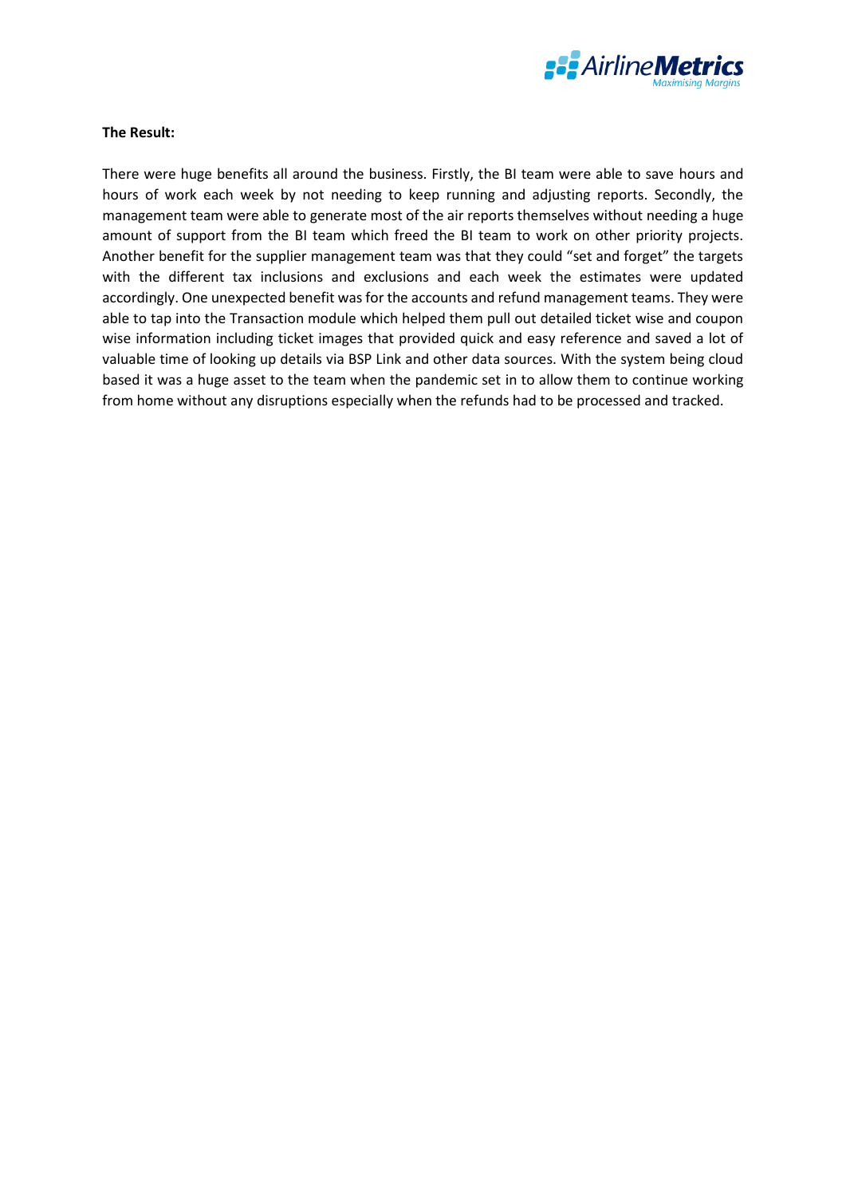**The Result:**

There were huge benefits all around the business. Firstly, the BI team were able to save hours and hours of work each week by not needing to keep running and adjusting reports. Secondly, the management team were able to generate most of the air reports themselves without needing a huge amount of support from the BI team which freed the BI team to work on other priority projects. Another benefit for the supplier management team was that they could "set and forget" the targets with the different tax inclusions and exclusions and each week the estimates were updated accordingly. One unexpected benefit was for the accounts and refund management teams. They were able to tap into the Transaction module which helped them pull out detailed ticket wise and coupon wise information including ticket images that provided quick and easy reference and saved a lot of valuable time of looking up details via BSP Link and other data sources. With the system being cloud based it was a huge asset to the team when the pandemic set in to allow them to continue working from home without any disruptions especially when the refunds had to be processed and tracked.